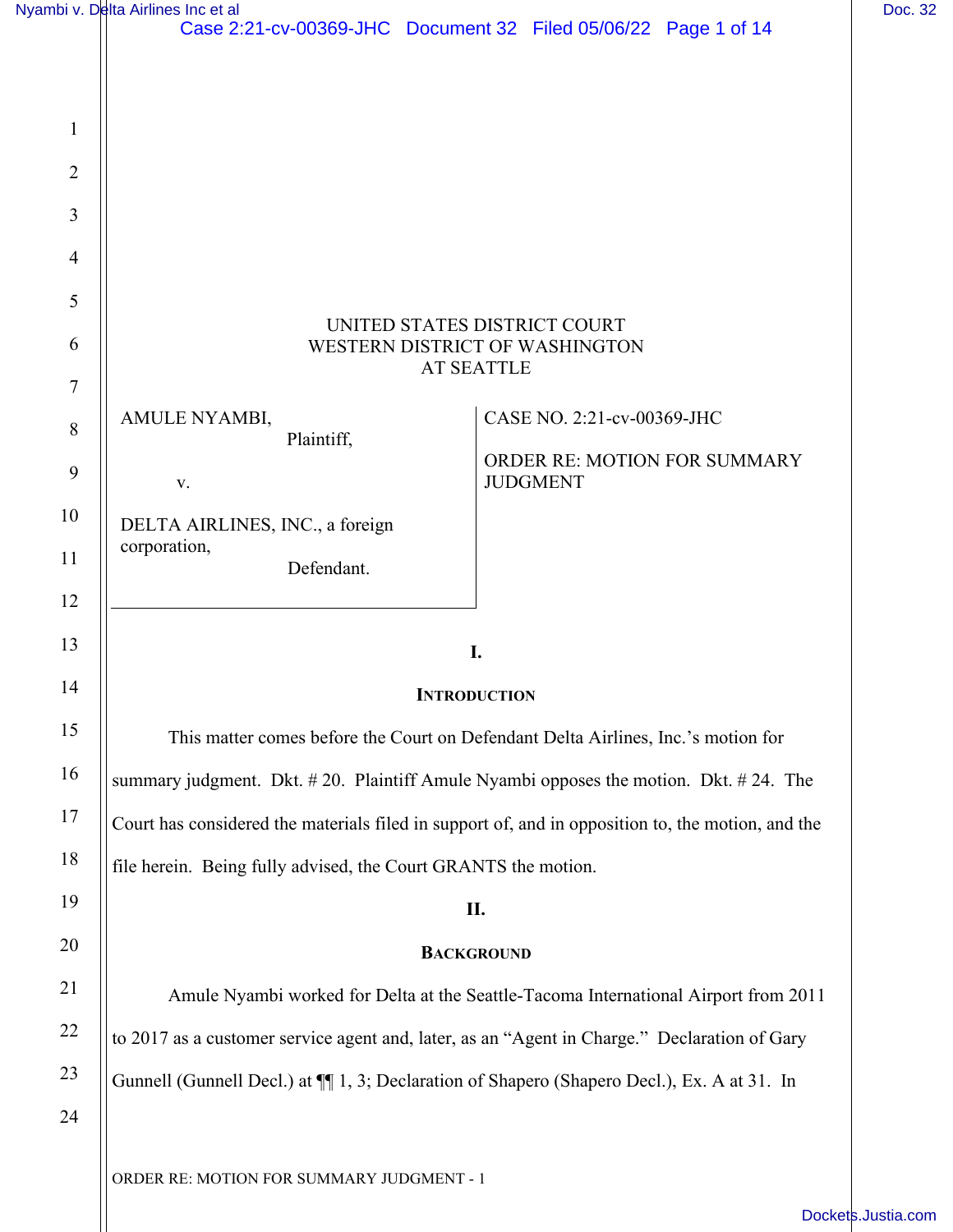UNITED STATES DISTRICT COURT
WESTERN DISTRICT OF WASHINGTON
AT SEATTLE

AMULE NYAMBI,
Plaintiff,

v.

DELTA AIRLINES, INC., a foreign corporation,
Defendant.

CASE NO. 2:21-cv-00369-JHC

ORDER RE: MOTION FOR SUMMARY JUDGMENT

## I.

## INTRODUCTION

This matter comes before the Court on Defendant Delta Airlines, Inc.'s motion for summary judgment. Dkt. # 20. Plaintiff Amule Nyambi opposes the motion. Dkt. # 24. The Court has considered the materials filed in support of, and in opposition to, the motion, and the file herein. Being fully advised, the Court GRANTS the motion.

## II.

## BACKGROUND

Amule Nyambi worked for Delta at the Seattle-Tacoma International Airport from 2011 to 2017 as a customer service agent and, later, as an "Agent in Charge." Declaration of Gary Gunnell (Gunnell Decl.) at ¶¶ 1, 3; Declaration of Shapero (Shapero Decl.), Ex. A at 31. In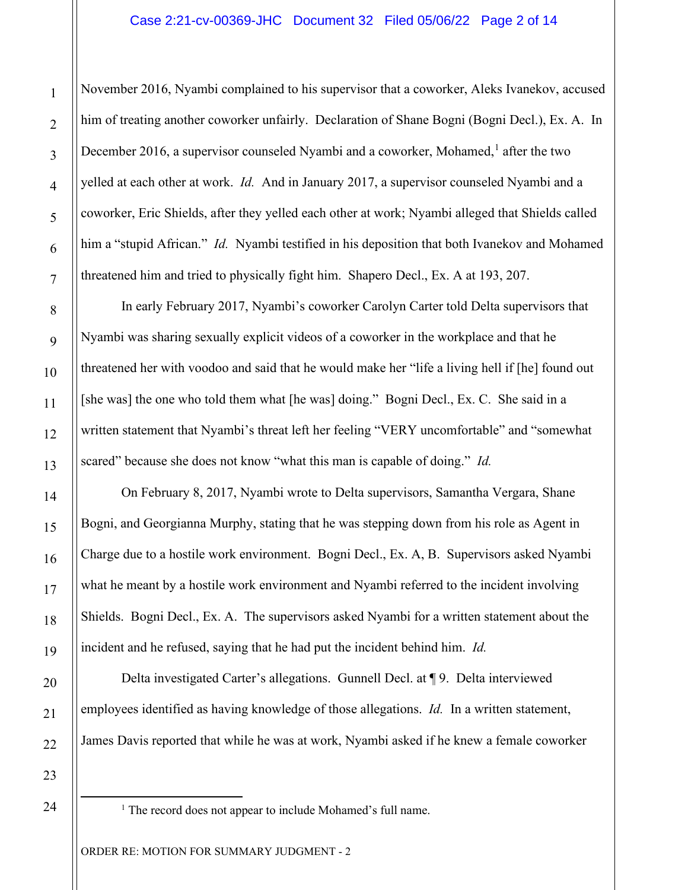November 2016, Nyambi complained to his supervisor that a coworker, Aleks Ivanekov, accused him of treating another coworker unfairly. Declaration of Shane Bogni (Bogni Decl.), Ex. A. In December 2016, a supervisor counseled Nyambi and a coworker, Mohamed,[1] after the two yelled at each other at work. *Id.* And in January 2017, a supervisor counseled Nyambi and a coworker, Eric Shields, after they yelled each other at work; Nyambi alleged that Shields called him a "stupid African." *Id.* Nyambi testified in his deposition that both Ivanekov and Mohamed threatened him and tried to physically fight him. Shapero Decl., Ex. A at 193, 207.

In early February 2017, Nyambi's coworker Carolyn Carter told Delta supervisors that Nyambi was sharing sexually explicit videos of a coworker in the workplace and that he threatened her with voodoo and said that he would make her "life a living hell if [he] found out [she was] the one who told them what [he was] doing." Bogni Decl., Ex. C. She said in a written statement that Nyambi's threat left her feeling "VERY uncomfortable" and "somewhat scared" because she does not know "what this man is capable of doing." *Id.*

On February 8, 2017, Nyambi wrote to Delta supervisors, Samantha Vergara, Shane Bogni, and Georgianna Murphy, stating that he was stepping down from his role as Agent in Charge due to a hostile work environment. Bogni Decl., Ex. A, B. Supervisors asked Nyambi what he meant by a hostile work environment and Nyambi referred to the incident involving Shields. Bogni Decl., Ex. A. The supervisors asked Nyambi for a written statement about the incident and he refused, saying that he had put the incident behind him. *Id.*

Delta investigated Carter's allegations. Gunnell Decl. at ¶ 9. Delta interviewed employees identified as having knowledge of those allegations. *Id.* In a written statement, James Davis reported that while he was at work, Nyambi asked if he knew a female coworker

[1] The record does not appear to include Mohamed's full name.

ORDER RE: MOTION FOR SUMMARY JUDGMENT - 2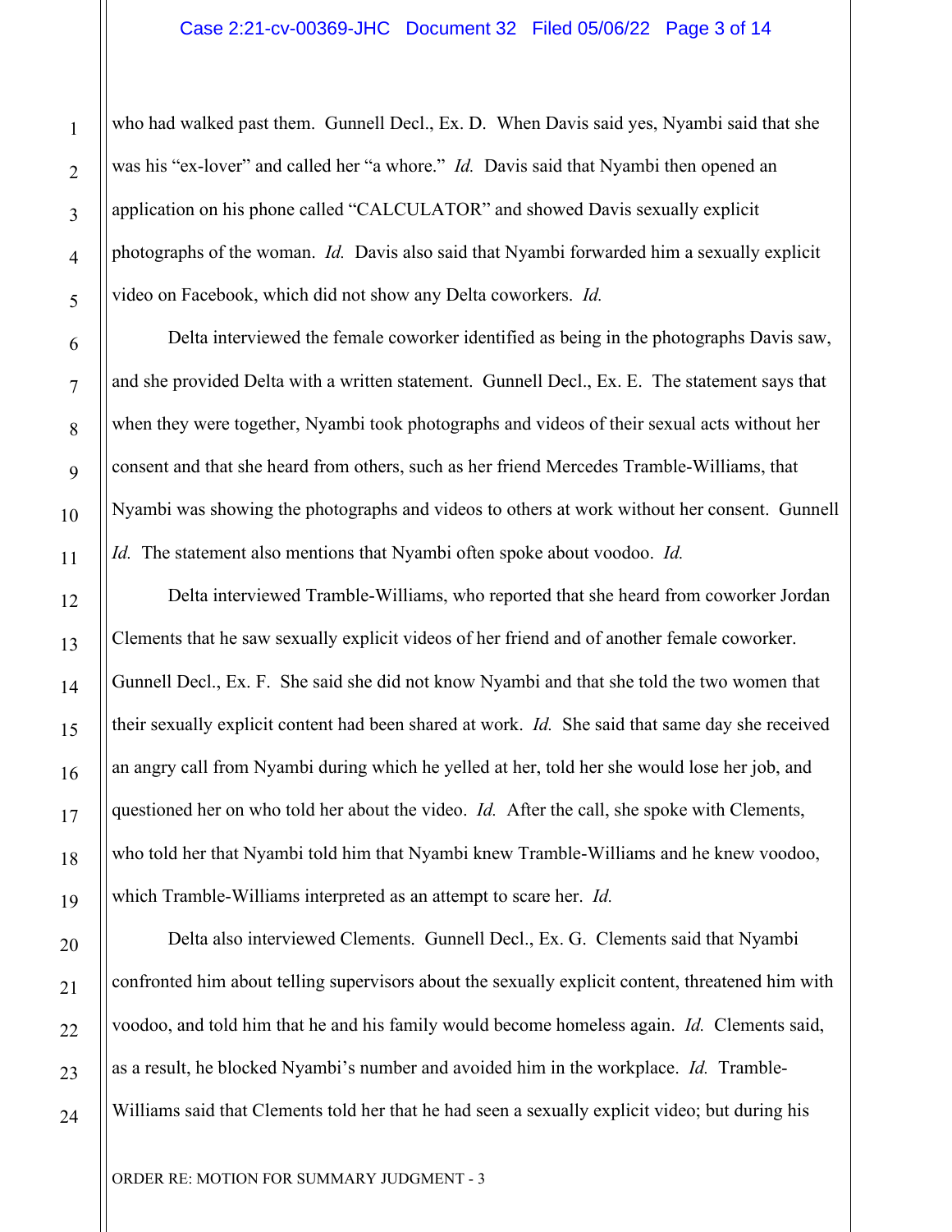who had walked past them. Gunnell Decl., Ex. D. When Davis said yes, Nyambi said that she was his "ex-lover" and called her "a whore." *Id.* Davis said that Nyambi then opened an application on his phone called "CALCULATOR" and showed Davis sexually explicit photographs of the woman. *Id.* Davis also said that Nyambi forwarded him a sexually explicit video on Facebook, which did not show any Delta coworkers. *Id.*

Delta interviewed the female coworker identified as being in the photographs Davis saw, and she provided Delta with a written statement. Gunnell Decl., Ex. E. The statement says that when they were together, Nyambi took photographs and videos of their sexual acts without her consent and that she heard from others, such as her friend Mercedes Tramble-Williams, that Nyambi was showing the photographs and videos to others at work without her consent. Gunnell *Id.* The statement also mentions that Nyambi often spoke about voodoo. *Id.*

Delta interviewed Tramble-Williams, who reported that she heard from coworker Jordan Clements that he saw sexually explicit videos of her friend and of another female coworker. Gunnell Decl., Ex. F. She said she did not know Nyambi and that she told the two women that their sexually explicit content had been shared at work. *Id.* She said that same day she received an angry call from Nyambi during which he yelled at her, told her she would lose her job, and questioned her on who told her about the video. *Id.* After the call, she spoke with Clements, who told her that Nyambi told him that Nyambi knew Tramble-Williams and he knew voodoo, which Tramble-Williams interpreted as an attempt to scare her. *Id.*

Delta also interviewed Clements. Gunnell Decl., Ex. G. Clements said that Nyambi confronted him about telling supervisors about the sexually explicit content, threatened him with voodoo, and told him that he and his family would become homeless again. *Id.* Clements said, as a result, he blocked Nyambi's number and avoided him in the workplace. *Id.* Tramble-Williams said that Clements told her that he had seen a sexually explicit video; but during his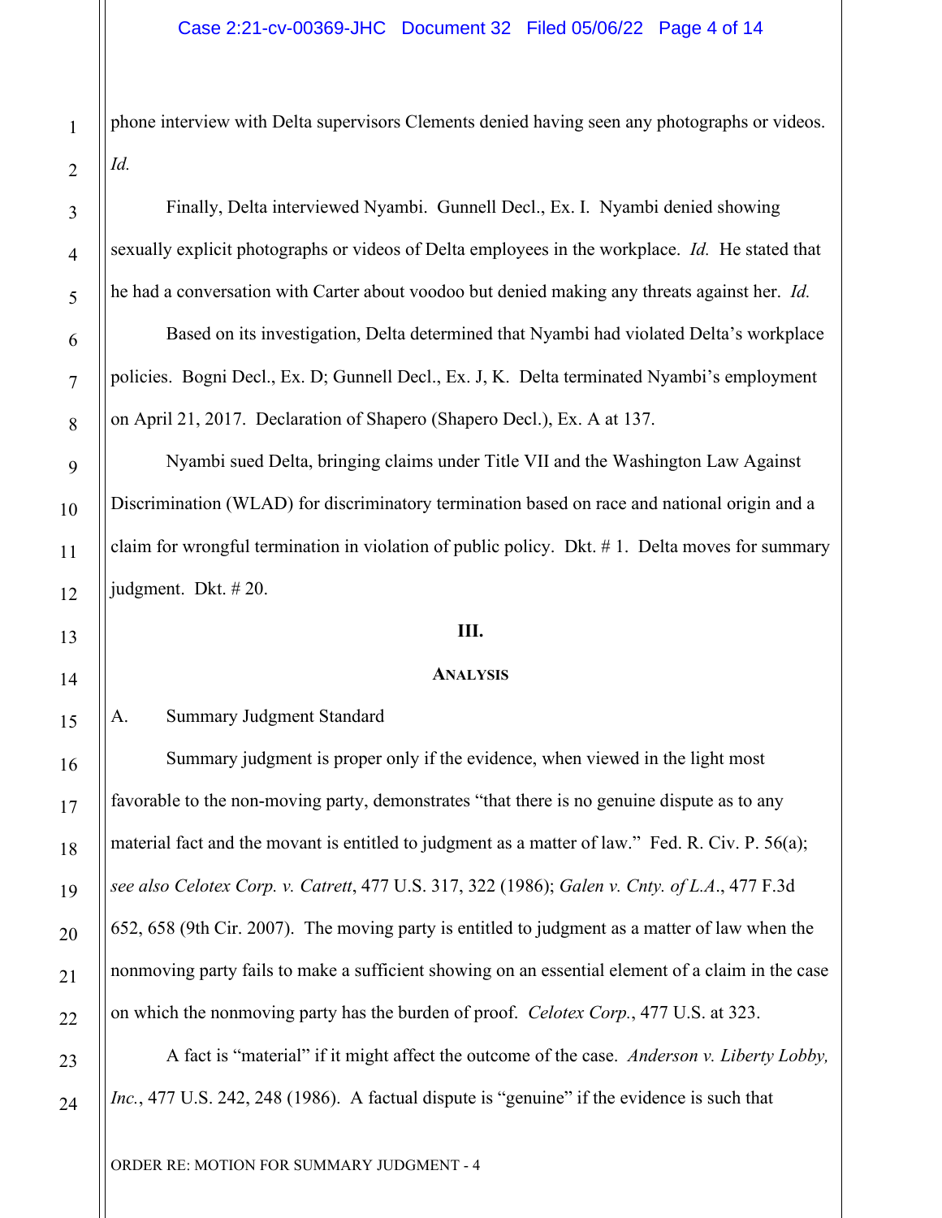phone interview with Delta supervisors Clements denied having seen any photographs or videos. *Id.*

Finally, Delta interviewed Nyambi. Gunnell Decl., Ex. I. Nyambi denied showing sexually explicit photographs or videos of Delta employees in the workplace. *Id.* He stated that he had a conversation with Carter about voodoo but denied making any threats against her. *Id.*

Based on its investigation, Delta determined that Nyambi had violated Delta's workplace policies. Bogni Decl., Ex. D; Gunnell Decl., Ex. J, K. Delta terminated Nyambi's employment on April 21, 2017. Declaration of Shapero (Shapero Decl.), Ex. A at 137.

Nyambi sued Delta, bringing claims under Title VII and the Washington Law Against Discrimination (WLAD) for discriminatory termination based on race and national origin and a claim for wrongful termination in violation of public policy. Dkt. # 1. Delta moves for summary judgment. Dkt. # 20.

## III.

## ANALYSIS

### A. Summary Judgment Standard

Summary judgment is proper only if the evidence, when viewed in the light most favorable to the non-moving party, demonstrates "that there is no genuine dispute as to any material fact and the movant is entitled to judgment as a matter of law." Fed. R. Civ. P. 56(a); *see also Celotex Corp. v. Catrett*, 477 U.S. 317, 322 (1986); *Galen v. Cnty. of L.A.*, 477 F.3d 652, 658 (9th Cir. 2007). The moving party is entitled to judgment as a matter of law when the nonmoving party fails to make a sufficient showing on an essential element of a claim in the case on which the nonmoving party has the burden of proof. *Celotex Corp.*, 477 U.S. at 323.

A fact is "material" if it might affect the outcome of the case. *Anderson v. Liberty Lobby, Inc.*, 477 U.S. 242, 248 (1986). A factual dispute is "genuine" if the evidence is such that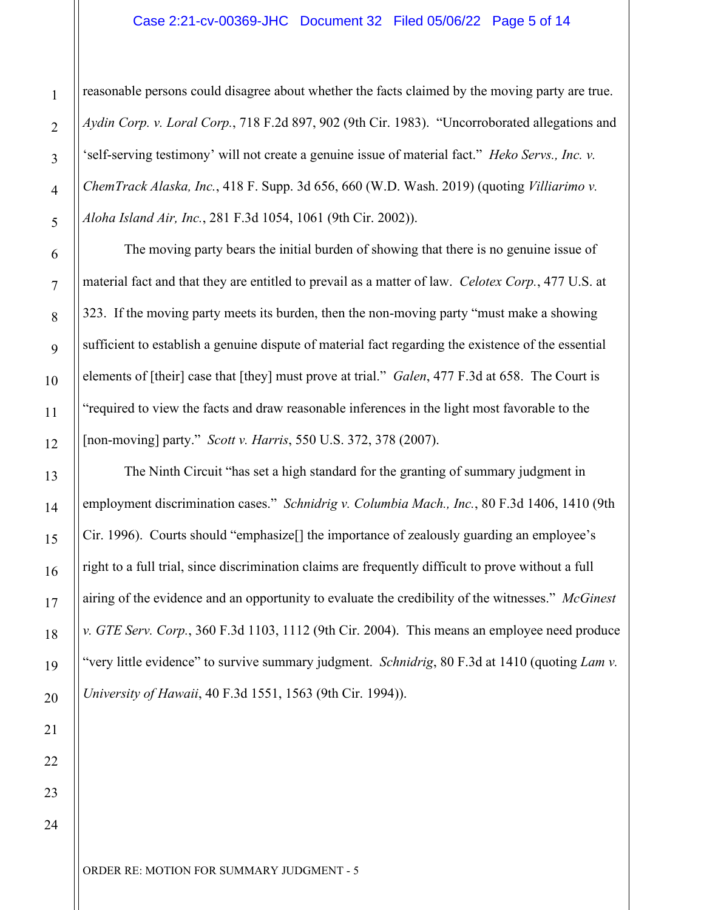reasonable persons could disagree about whether the facts claimed by the moving party are true. *Aydin Corp. v. Loral Corp.*, 718 F.2d 897, 902 (9th Cir. 1983). "Uncorroborated allegations and 'self-serving testimony' will not create a genuine issue of material fact." *Heko Servs., Inc. v. ChemTrack Alaska, Inc.*, 418 F. Supp. 3d 656, 660 (W.D. Wash. 2019) (quoting *Villiarimo v. Aloha Island Air, Inc.*, 281 F.3d 1054, 1061 (9th Cir. 2002)).

The moving party bears the initial burden of showing that there is no genuine issue of material fact and that they are entitled to prevail as a matter of law. *Celotex Corp.*, 477 U.S. at 323. If the moving party meets its burden, then the non-moving party "must make a showing sufficient to establish a genuine dispute of material fact regarding the existence of the essential elements of [their] case that [they] must prove at trial." *Galen*, 477 F.3d at 658. The Court is "required to view the facts and draw reasonable inferences in the light most favorable to the [non-moving] party." *Scott v. Harris*, 550 U.S. 372, 378 (2007).

The Ninth Circuit "has set a high standard for the granting of summary judgment in employment discrimination cases." *Schnidrig v. Columbia Mach., Inc.*, 80 F.3d 1406, 1410 (9th Cir. 1996). Courts should "emphasize[] the importance of zealously guarding an employee's right to a full trial, since discrimination claims are frequently difficult to prove without a full airing of the evidence and an opportunity to evaluate the credibility of the witnesses." *McGinest v. GTE Serv. Corp.*, 360 F.3d 1103, 1112 (9th Cir. 2004). This means an employee need produce "very little evidence" to survive summary judgment. *Schnidrig*, 80 F.3d at 1410 (quoting *Lam v. University of Hawaii*, 40 F.3d 1551, 1563 (9th Cir. 1994)).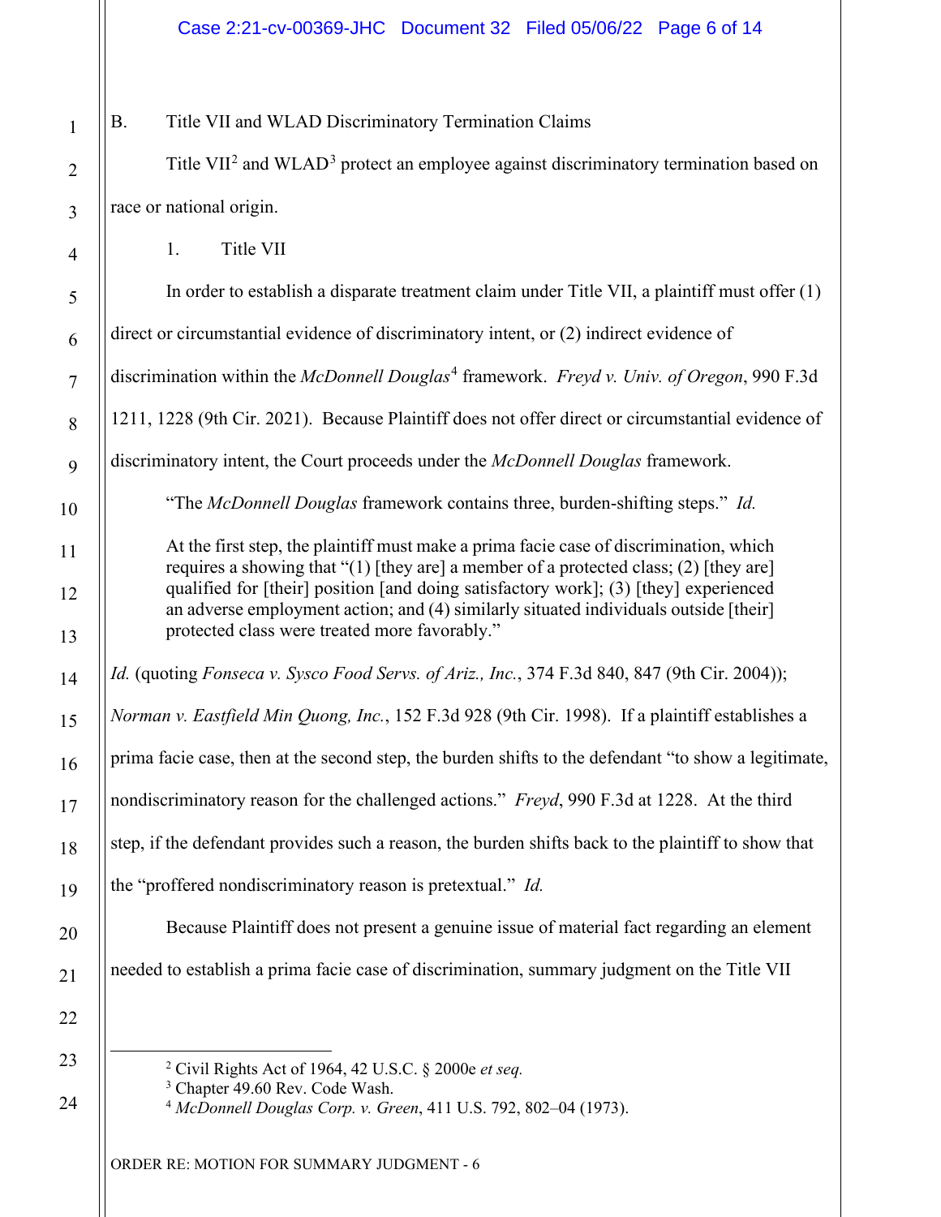B. Title VII and WLAD Discriminatory Termination Claims

Title VII[2] and WLAD[3] protect an employee against discriminatory termination based on race or national origin.

1. Title VII

In order to establish a disparate treatment claim under Title VII, a plaintiff must offer (1) direct or circumstantial evidence of discriminatory intent, or (2) indirect evidence of discrimination within the *McDonnell Douglas*[4] framework. *Freyd v. Univ. of Oregon*, 990 F.3d 1211, 1228 (9th Cir. 2021). Because Plaintiff does not offer direct or circumstantial evidence of discriminatory intent, the Court proceeds under the *McDonnell Douglas* framework.

"The *McDonnell Douglas* framework contains three, burden-shifting steps." *Id.*

> At the first step, the plaintiff must make a prima facie case of discrimination, which requires a showing that "(1) [they are] a member of a protected class; (2) [they are] qualified for [their] position [and doing satisfactory work]; (3) [they] experienced an adverse employment action; and (4) similarly situated individuals outside [their] protected class were treated more favorably."

*Id.* (quoting *Fonseca v. Sysco Food Servs. of Ariz., Inc.*, 374 F.3d 840, 847 (9th Cir. 2004)); *Norman v. Eastfield Min Quong, Inc.*, 152 F.3d 928 (9th Cir. 1998). If a plaintiff establishes a prima facie case, then at the second step, the burden shifts to the defendant "to show a legitimate, nondiscriminatory reason for the challenged actions." *Freyd*, 990 F.3d at 1228. At the third step, if the defendant provides such a reason, the burden shifts back to the plaintiff to show that the "proffered nondiscriminatory reason is pretextual." *Id.*

Because Plaintiff does not present a genuine issue of material fact regarding an element needed to establish a prima facie case of discrimination, summary judgment on the Title VII

---

[2] Civil Rights Act of 1964, 42 U.S.C. § 2000e *et seq.*

[3] Chapter 49.60 Rev. Code Wash.

[4] *McDonnell Douglas Corp. v. Green*, 411 U.S. 792, 802–04 (1973).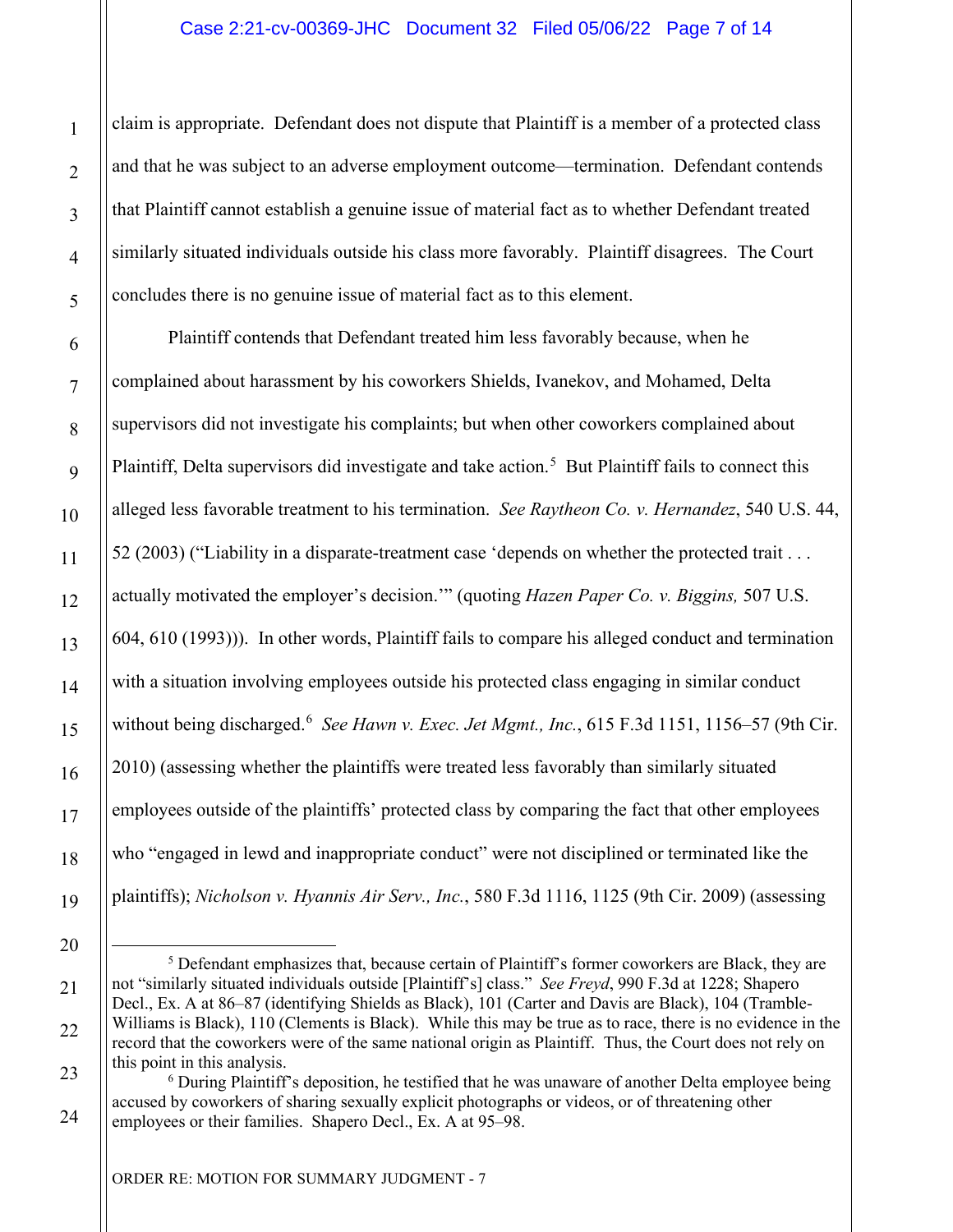claim is appropriate. Defendant does not dispute that Plaintiff is a member of a protected class and that he was subject to an adverse employment outcome—termination. Defendant contends that Plaintiff cannot establish a genuine issue of material fact as to whether Defendant treated similarly situated individuals outside his class more favorably. Plaintiff disagrees. The Court concludes there is no genuine issue of material fact as to this element.

Plaintiff contends that Defendant treated him less favorably because, when he complained about harassment by his coworkers Shields, Ivanekov, and Mohamed, Delta supervisors did not investigate his complaints; but when other coworkers complained about Plaintiff, Delta supervisors did investigate and take action.[5] But Plaintiff fails to connect this alleged less favorable treatment to his termination. *See Raytheon Co. v. Hernandez*, 540 U.S. 44, 52 (2003) ("Liability in a disparate-treatment case 'depends on whether the protected trait . . . actually motivated the employer's decision.'" (quoting *Hazen Paper Co. v. Biggins,* 507 U.S. 604, 610 (1993))). In other words, Plaintiff fails to compare his alleged conduct and termination with a situation involving employees outside his protected class engaging in similar conduct without being discharged.[6] *See Hawn v. Exec. Jet Mgmt., Inc.*, 615 F.3d 1151, 1156–57 (9th Cir. 2010) (assessing whether the plaintiffs were treated less favorably than similarly situated employees outside of the plaintiffs' protected class by comparing the fact that other employees who "engaged in lewd and inappropriate conduct" were not disciplined or terminated like the plaintiffs); *Nicholson v. Hyannis Air Serv., Inc.*, 580 F.3d 1116, 1125 (9th Cir. 2009) (assessing

---

[5] Defendant emphasizes that, because certain of Plaintiff's former coworkers are Black, they are not "similarly situated individuals outside [Plaintiff's] class." *See Freyd*, 990 F.3d at 1228; Shapero Decl., Ex. A at 86–87 (identifying Shields as Black), 101 (Carter and Davis are Black), 104 (Tramble-Williams is Black), 110 (Clements is Black). While this may be true as to race, there is no evidence in the record that the coworkers were of the same national origin as Plaintiff. Thus, the Court does not rely on this point in this analysis.

[6] During Plaintiff's deposition, he testified that he was unaware of another Delta employee being accused by coworkers of sharing sexually explicit photographs or videos, or of threatening other employees or their families. Shapero Decl., Ex. A at 95–98.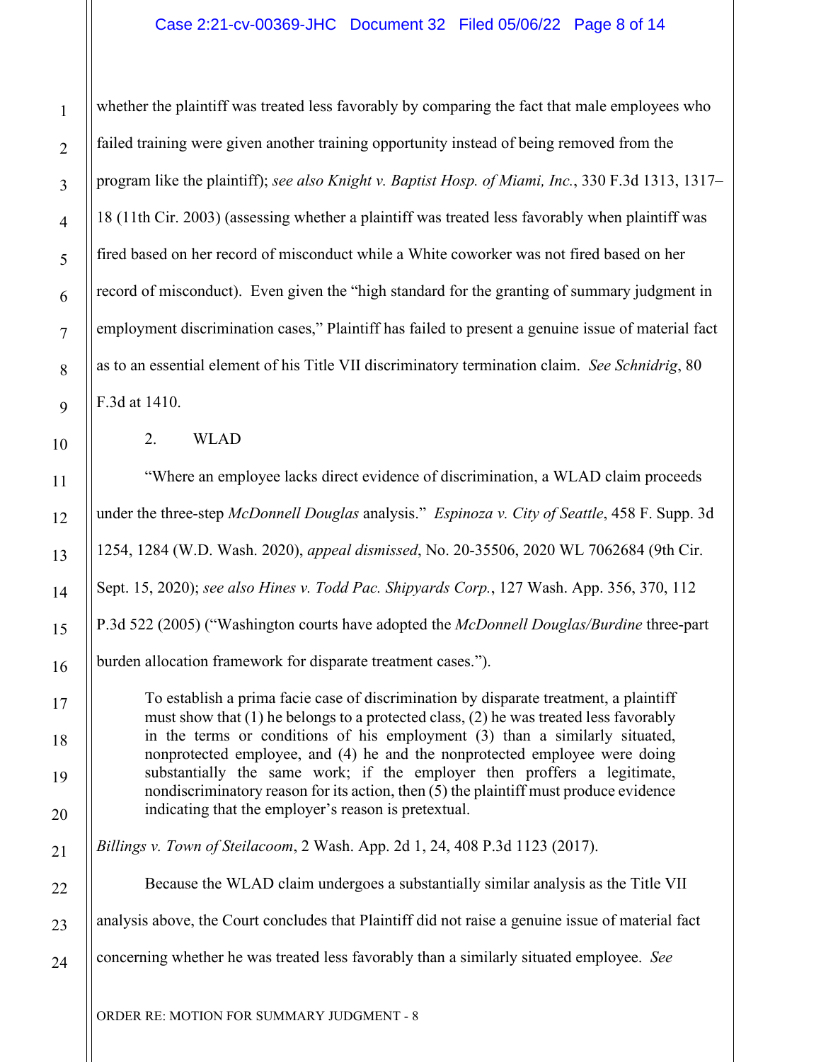whether the plaintiff was treated less favorably by comparing the fact that male employees who failed training were given another training opportunity instead of being removed from the program like the plaintiff); *see also Knight v. Baptist Hosp. of Miami, Inc.*, 330 F.3d 1313, 1317–18 (11th Cir. 2003) (assessing whether a plaintiff was treated less favorably when plaintiff was fired based on her record of misconduct while a White coworker was not fired based on her record of misconduct). Even given the "high standard for the granting of summary judgment in employment discrimination cases," Plaintiff has failed to present a genuine issue of material fact as to an essential element of his Title VII discriminatory termination claim. *See Schnidrig*, 80 F.3d at 1410.

2. WLAD

"Where an employee lacks direct evidence of discrimination, a WLAD claim proceeds under the three-step *McDonnell Douglas* analysis." *Espinoza v. City of Seattle*, 458 F. Supp. 3d 1254, 1284 (W.D. Wash. 2020), *appeal dismissed*, No. 20-35506, 2020 WL 7062684 (9th Cir. Sept. 15, 2020); *see also Hines v. Todd Pac. Shipyards Corp.*, 127 Wash. App. 356, 370, 112 P.3d 522 (2005) ("Washington courts have adopted the *McDonnell Douglas/Burdine* three-part burden allocation framework for disparate treatment cases.").

> To establish a prima facie case of discrimination by disparate treatment, a plaintiff must show that (1) he belongs to a protected class, (2) he was treated less favorably in the terms or conditions of his employment (3) than a similarly situated, nonprotected employee, and (4) he and the nonprotected employee were doing substantially the same work; if the employer then proffers a legitimate, nondiscriminatory reason for its action, then (5) the plaintiff must produce evidence indicating that the employer's reason is pretextual.

*Billings v. Town of Steilacoom*, 2 Wash. App. 2d 1, 24, 408 P.3d 1123 (2017).

Because the WLAD claim undergoes a substantially similar analysis as the Title VII analysis above, the Court concludes that Plaintiff did not raise a genuine issue of material fact concerning whether he was treated less favorably than a similarly situated employee. *See*

ORDER RE: MOTION FOR SUMMARY JUDGMENT - 8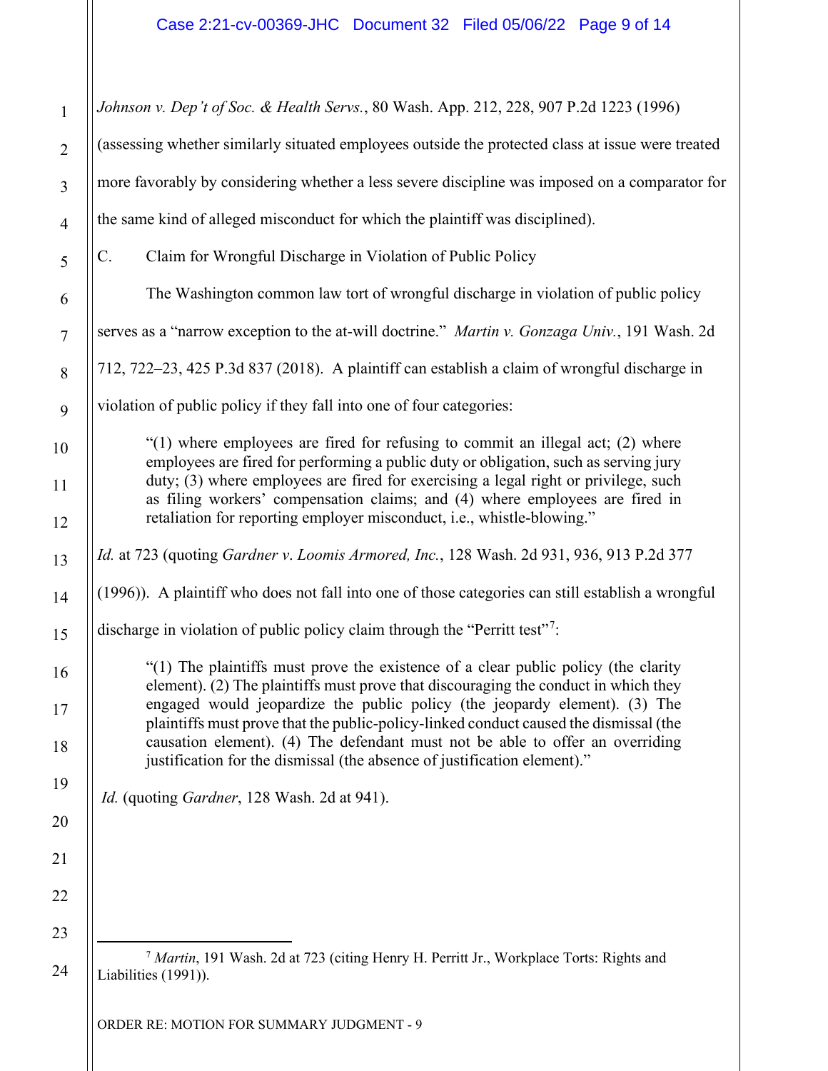*Johnson v. Dep't of Soc. & Health Servs.*, 80 Wash. App. 212, 228, 907 P.2d 1223 (1996) (assessing whether similarly situated employees outside the protected class at issue were treated more favorably by considering whether a less severe discipline was imposed on a comparator for the same kind of alleged misconduct for which the plaintiff was disciplined).

C. Claim for Wrongful Discharge in Violation of Public Policy

The Washington common law tort of wrongful discharge in violation of public policy serves as a "narrow exception to the at-will doctrine." *Martin v. Gonzaga Univ.*, 191 Wash. 2d 712, 722–23, 425 P.3d 837 (2018). A plaintiff can establish a claim of wrongful discharge in violation of public policy if they fall into one of four categories:

> "(1) where employees are fired for refusing to commit an illegal act; (2) where employees are fired for performing a public duty or obligation, such as serving jury duty; (3) where employees are fired for exercising a legal right or privilege, such as filing workers' compensation claims; and (4) where employees are fired in retaliation for reporting employer misconduct, i.e., whistle-blowing."

*Id.* at 723 (quoting *Gardner v. Loomis Armored, Inc.*, 128 Wash. 2d 931, 936, 913 P.2d 377 (1996)). A plaintiff who does not fall into one of those categories can still establish a wrongful discharge in violation of public policy claim through the "Perritt test"[7]:

> "(1) The plaintiffs must prove the existence of a clear public policy (the clarity element). (2) The plaintiffs must prove that discouraging the conduct in which they engaged would jeopardize the public policy (the jeopardy element). (3) The plaintiffs must prove that the public-policy-linked conduct caused the dismissal (the causation element). (4) The defendant must not be able to offer an overriding justification for the dismissal (the absence of justification element)."

*Id.* (quoting *Gardner*, 128 Wash. 2d at 941).

---

[7] *Martin*, 191 Wash. 2d at 723 (citing Henry H. Perritt Jr., Workplace Torts: Rights and Liabilities (1991)).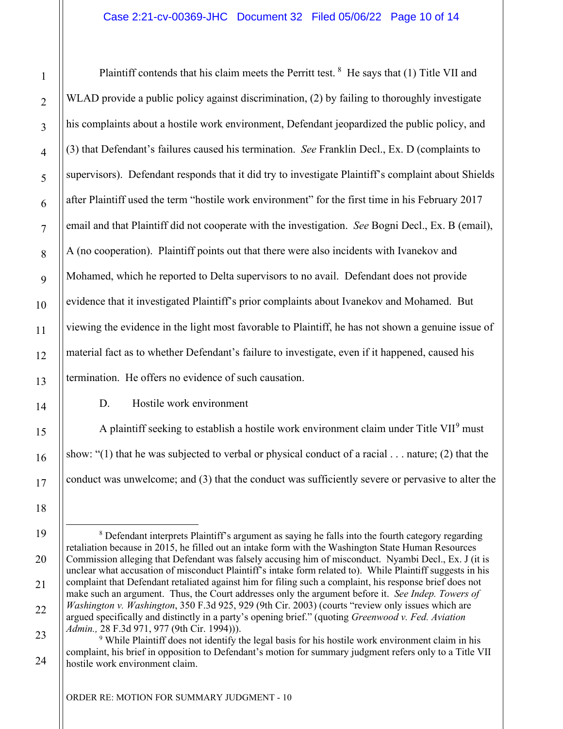Plaintiff contends that his claim meets the Perritt test. [8] He says that (1) Title VII and WLAD provide a public policy against discrimination, (2) by failing to thoroughly investigate his complaints about a hostile work environment, Defendant jeopardized the public policy, and (3) that Defendant's failures caused his termination. *See* Franklin Decl., Ex. D (complaints to supervisors). Defendant responds that it did try to investigate Plaintiff's complaint about Shields after Plaintiff used the term "hostile work environment" for the first time in his February 2017 email and that Plaintiff did not cooperate with the investigation. *See* Bogni Decl., Ex. B (email), A (no cooperation). Plaintiff points out that there were also incidents with Ivanekov and Mohamed, which he reported to Delta supervisors to no avail. Defendant does not provide evidence that it investigated Plaintiff's prior complaints about Ivanekov and Mohamed. But viewing the evidence in the light most favorable to Plaintiff, he has not shown a genuine issue of material fact as to whether Defendant's failure to investigate, even if it happened, caused his termination. He offers no evidence of such causation.

D. Hostile work environment

A plaintiff seeking to establish a hostile work environment claim under Title VII[9] must show: "(1) that he was subjected to verbal or physical conduct of a racial . . . nature; (2) that the conduct was unwelcome; and (3) that the conduct was sufficiently severe or pervasive to alter the

---

[8] Defendant interprets Plaintiff's argument as saying he falls into the fourth category regarding retaliation because in 2015, he filled out an intake form with the Washington State Human Resources Commission alleging that Defendant was falsely accusing him of misconduct. Nyambi Decl., Ex. J (it is unclear what accusation of misconduct Plaintiff's intake form related to). While Plaintiff suggests in his complaint that Defendant retaliated against him for filing such a complaint, his response brief does not make such an argument. Thus, the Court addresses only the argument before it. *See Indep. Towers of Washington v. Washington*, 350 F.3d 925, 929 (9th Cir. 2003) (courts "review only issues which are argued specifically and distinctly in a party's opening brief." (quoting *Greenwood v. Fed. Aviation Admin.,* 28 F.3d 971, 977 (9th Cir. 1994))).

[9] While Plaintiff does not identify the legal basis for his hostile work environment claim in his complaint, his brief in opposition to Defendant's motion for summary judgment refers only to a Title VII hostile work environment claim.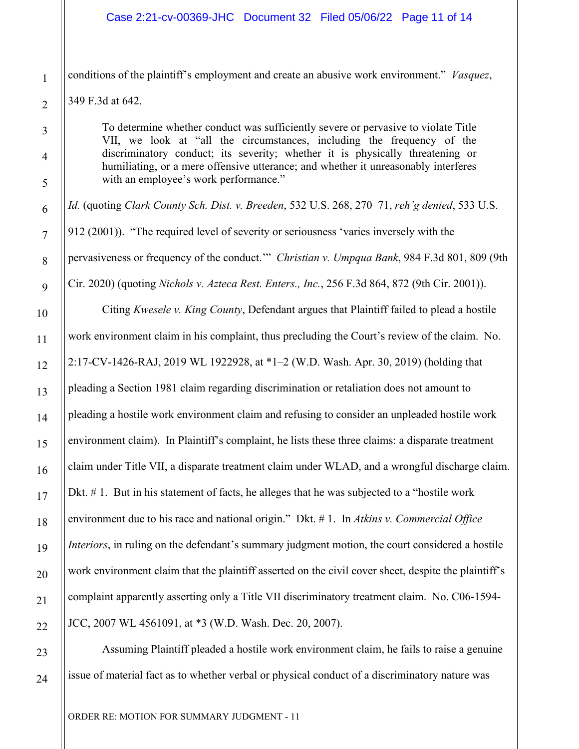conditions of the plaintiff's employment and create an abusive work environment." *Vasquez*, 349 F.3d at 642.

> To determine whether conduct was sufficiently severe or pervasive to violate Title VII, we look at "all the circumstances, including the frequency of the discriminatory conduct; its severity; whether it is physically threatening or humiliating, or a mere offensive utterance; and whether it unreasonably interferes with an employee's work performance."

*Id.* (quoting *Clark County Sch. Dist. v. Breeden*, 532 U.S. 268, 270–71, *reh'g denied*, 533 U.S. 912 (2001)). "The required level of severity or seriousness 'varies inversely with the pervasiveness or frequency of the conduct.'" *Christian v. Umpqua Bank*, 984 F.3d 801, 809 (9th Cir. 2020) (quoting *Nichols v. Azteca Rest. Enters., Inc.*, 256 F.3d 864, 872 (9th Cir. 2001)).

Citing *Kwesele v. King County*, Defendant argues that Plaintiff failed to plead a hostile work environment claim in his complaint, thus precluding the Court's review of the claim. No. 2:17-CV-1426-RAJ, 2019 WL 1922928, at \*1–2 (W.D. Wash. Apr. 30, 2019) (holding that pleading a Section 1981 claim regarding discrimination or retaliation does not amount to pleading a hostile work environment claim and refusing to consider an unpleaded hostile work environment claim). In Plaintiff's complaint, he lists these three claims: a disparate treatment claim under Title VII, a disparate treatment claim under WLAD, and a wrongful discharge claim. Dkt. # 1. But in his statement of facts, he alleges that he was subjected to a "hostile work environment due to his race and national origin." Dkt. # 1. In *Atkins v. Commercial Office Interiors*, in ruling on the defendant's summary judgment motion, the court considered a hostile work environment claim that the plaintiff asserted on the civil cover sheet, despite the plaintiff's complaint apparently asserting only a Title VII discriminatory treatment claim. No. C06-1594-JCC, 2007 WL 4561091, at \*3 (W.D. Wash. Dec. 20, 2007).

Assuming Plaintiff pleaded a hostile work environment claim, he fails to raise a genuine issue of material fact as to whether verbal or physical conduct of a discriminatory nature was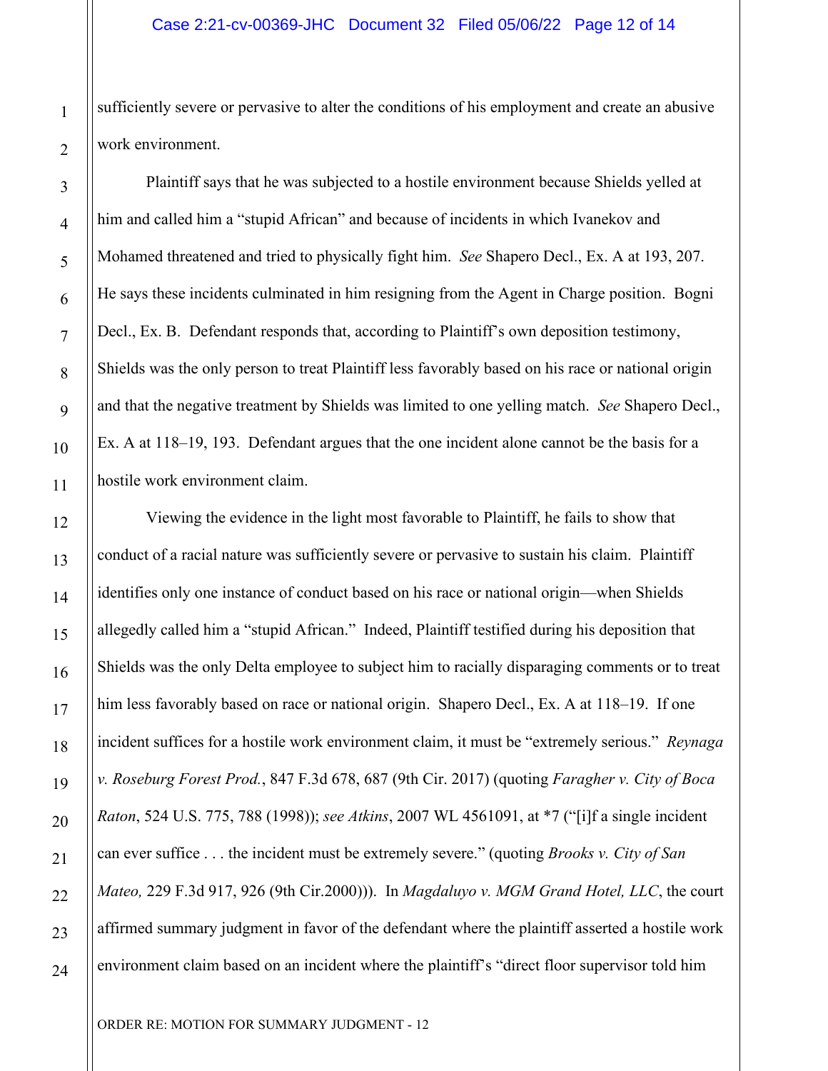sufficiently severe or pervasive to alter the conditions of his employment and create an abusive work environment.

Plaintiff says that he was subjected to a hostile environment because Shields yelled at him and called him a "stupid African" and because of incidents in which Ivanekov and Mohamed threatened and tried to physically fight him. *See* Shapero Decl., Ex. A at 193, 207. He says these incidents culminated in him resigning from the Agent in Charge position. Bogni Decl., Ex. B. Defendant responds that, according to Plaintiff's own deposition testimony, Shields was the only person to treat Plaintiff less favorably based on his race or national origin and that the negative treatment by Shields was limited to one yelling match. *See* Shapero Decl., Ex. A at 118–19, 193. Defendant argues that the one incident alone cannot be the basis for a hostile work environment claim.

Viewing the evidence in the light most favorable to Plaintiff, he fails to show that conduct of a racial nature was sufficiently severe or pervasive to sustain his claim. Plaintiff identifies only one instance of conduct based on his race or national origin—when Shields allegedly called him a "stupid African." Indeed, Plaintiff testified during his deposition that Shields was the only Delta employee to subject him to racially disparaging comments or to treat him less favorably based on race or national origin. Shapero Decl., Ex. A at 118–19. If one incident suffices for a hostile work environment claim, it must be "extremely serious." *Reynaga v. Roseburg Forest Prod.*, 847 F.3d 678, 687 (9th Cir. 2017) (quoting *Faragher v. City of Boca Raton*, 524 U.S. 775, 788 (1998)); *see Atkins*, 2007 WL 4561091, at *7 ("[i]f a single incident can ever suffice . . . the incident must be extremely severe." (quoting *Brooks v. City of San Mateo,* 229 F.3d 917, 926 (9th Cir.2000))). In *Magdaluyo v. MGM Grand Hotel, LLC*, the court affirmed summary judgment in favor of the defendant where the plaintiff asserted a hostile work environment claim based on an incident where the plaintiff's "direct floor supervisor told him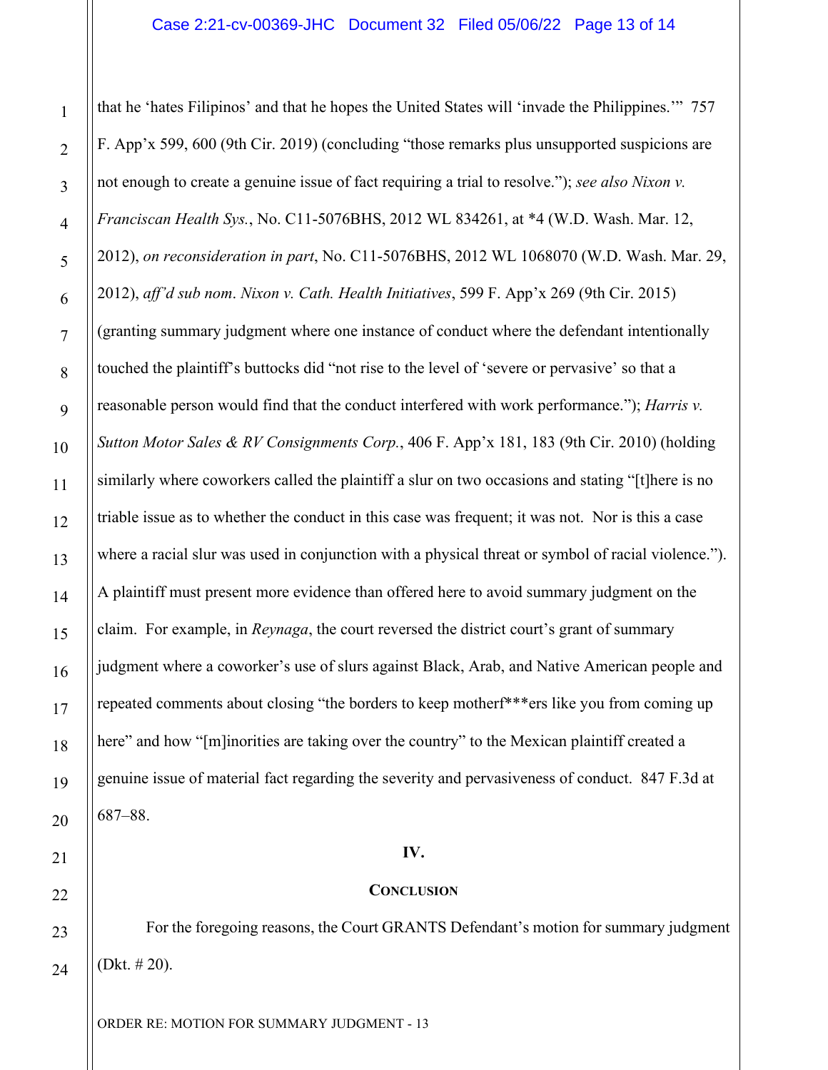that he 'hates Filipinos' and that he hopes the United States will 'invade the Philippines.'" 757 F. App'x 599, 600 (9th Cir. 2019) (concluding "those remarks plus unsupported suspicions are not enough to create a genuine issue of fact requiring a trial to resolve."); *see also Nixon v. Franciscan Health Sys.*, No. C11-5076BHS, 2012 WL 834261, at *4 (W.D. Wash. Mar. 12, 2012), *on reconsideration in part*, No. C11-5076BHS, 2012 WL 1068070 (W.D. Wash. Mar. 29, 2012), *aff'd sub nom. Nixon v. Cath. Health Initiatives*, 599 F. App'x 269 (9th Cir. 2015) (granting summary judgment where one instance of conduct where the defendant intentionally touched the plaintiff's buttocks did "not rise to the level of 'severe or pervasive' so that a reasonable person would find that the conduct interfered with work performance."); *Harris v. Sutton Motor Sales & RV Consignments Corp.*, 406 F. App'x 181, 183 (9th Cir. 2010) (holding similarly where coworkers called the plaintiff a slur on two occasions and stating "[t]here is no triable issue as to whether the conduct in this case was frequent; it was not. Nor is this a case where a racial slur was used in conjunction with a physical threat or symbol of racial violence."). A plaintiff must present more evidence than offered here to avoid summary judgment on the claim. For example, in *Reynaga*, the court reversed the district court's grant of summary judgment where a coworker's use of slurs against Black, Arab, and Native American people and repeated comments about closing "the borders to keep motherf***ers like you from coming up here" and how "[m]inorities are taking over the country" to the Mexican plaintiff created a genuine issue of material fact regarding the severity and pervasiveness of conduct. 847 F.3d at 687–88.

## IV.

## CONCLUSION

For the foregoing reasons, the Court GRANTS Defendant's motion for summary judgment (Dkt. # 20).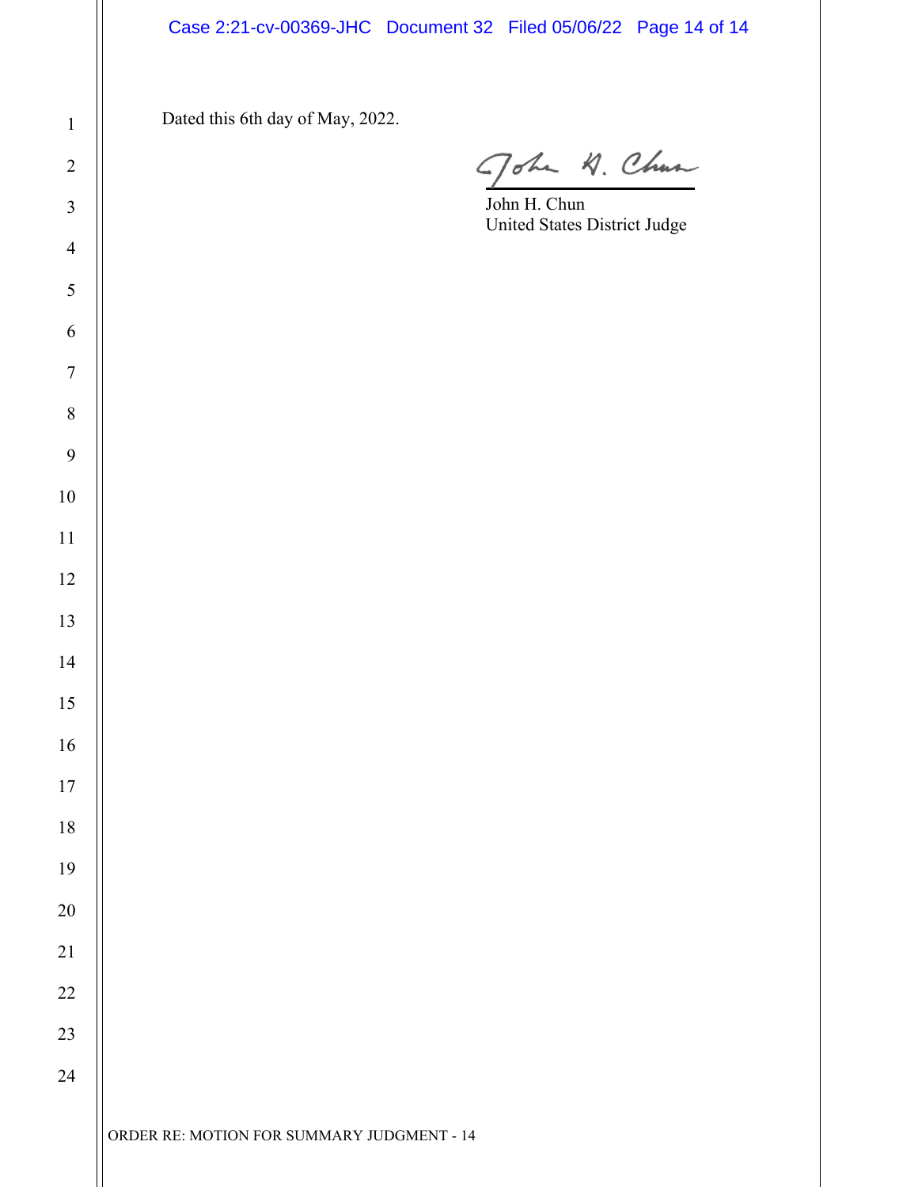Dated this 6th day of May, 2022.

John H. Chun
United States District Judge